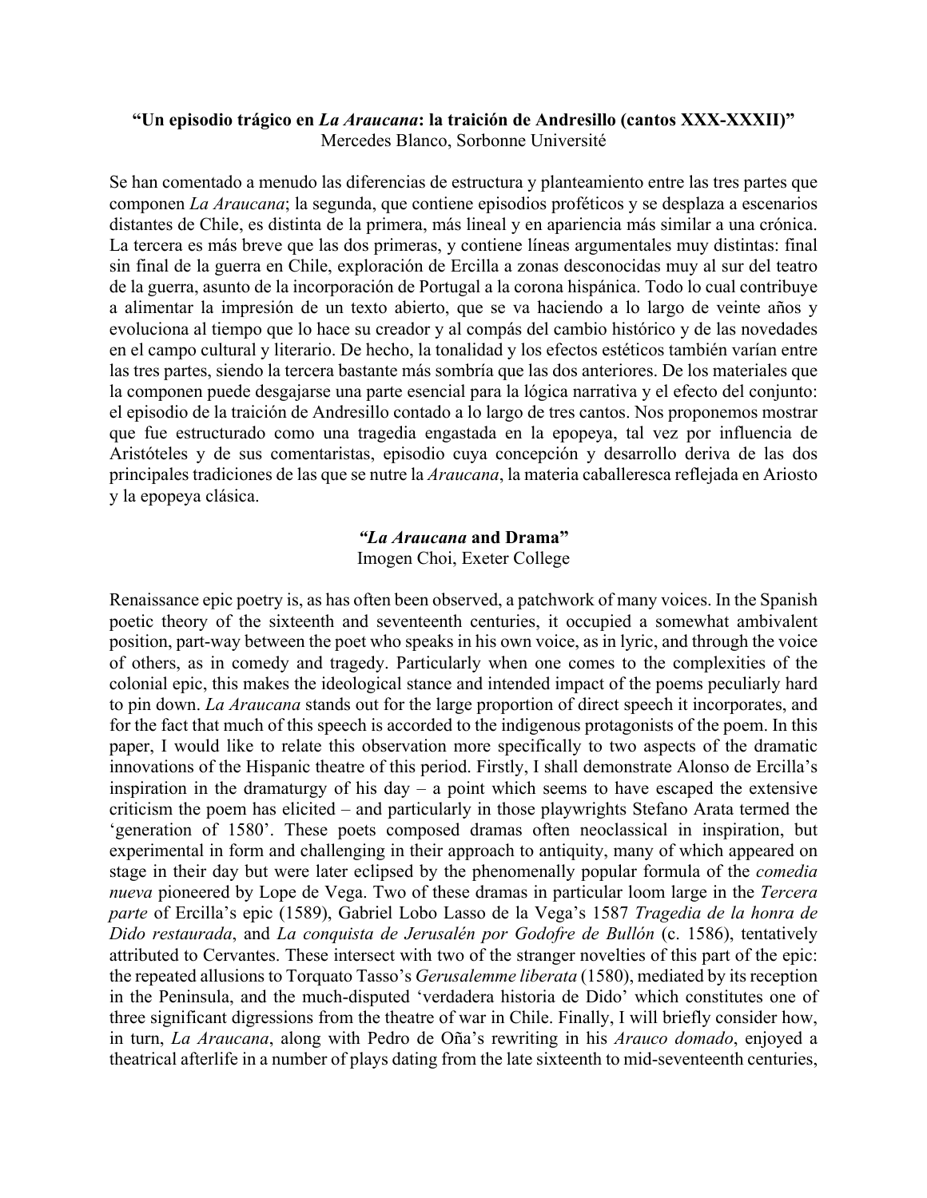**“Un episodio trágico en *La Araucana*: la traición de Andresillo (cantos XXX-XXXII)”**
Mercedes Blanco, Sorbonne Université

Se han comentado a menudo las diferencias de estructura y planteamiento entre las tres partes que componen *La Araucana*; la segunda, que contiene episodios proféticos y se desplaza a escenarios distantes de Chile, es distinta de la primera, más lineal y en apariencia más similar a una crónica. La tercera es más breve que las dos primeras, y contiene líneas argumentales muy distintas: final sin final de la guerra en Chile, exploración de Ercilla a zonas desconocidas muy al sur del teatro de la guerra, asunto de la incorporación de Portugal a la corona hispánica. Todo lo cual contribuye a alimentar la impresión de un texto abierto, que se va haciendo a lo largo de veinte años y evoluciona al tiempo que lo hace su creador y al compás del cambio histórico y de las novedades en el campo cultural y literario. De hecho, la tonalidad y los efectos estéticos también varían entre las tres partes, siendo la tercera bastante más sombría que las dos anteriores. De los materiales que la componen puede desgajarse una parte esencial para la lógica narrativa y el efecto del conjunto: el episodio de la traición de Andresillo contado a lo largo de tres cantos. Nos proponemos mostrar que fue estructurado como una tragedia engastada en la epopeya, tal vez por influencia de Aristóteles y de sus comentaristas, episodio cuya concepción y desarrollo deriva de las dos principales tradiciones de las que se nutre la *Araucana*, la materia caballeresca reflejada en Ariosto y la epopeya clásica.

***“La Araucana* and Drama”**
Imogen Choi, Exeter College

Renaissance epic poetry is, as has often been observed, a patchwork of many voices. In the Spanish poetic theory of the sixteenth and seventeenth centuries, it occupied a somewhat ambivalent position, part-way between the poet who speaks in his own voice, as in lyric, and through the voice of others, as in comedy and tragedy. Particularly when one comes to the complexities of the colonial epic, this makes the ideological stance and intended impact of the poems peculiarly hard to pin down. *La Araucana* stands out for the large proportion of direct speech it incorporates, and for the fact that much of this speech is accorded to the indigenous protagonists of the poem. In this paper, I would like to relate this observation more specifically to two aspects of the dramatic innovations of the Hispanic theatre of this period. Firstly, I shall demonstrate Alonso de Ercilla’s inspiration in the dramaturgy of his day – a point which seems to have escaped the extensive criticism the poem has elicited – and particularly in those playwrights Stefano Arata termed the ‘generation of 1580’. These poets composed dramas often neoclassical in inspiration, but experimental in form and challenging in their approach to antiquity, many of which appeared on stage in their day but were later eclipsed by the phenomenally popular formula of the *comedia nueva* pioneered by Lope de Vega. Two of these dramas in particular loom large in the *Tercera parte* of Ercilla’s epic (1589), Gabriel Lobo Lasso de la Vega’s 1587 *Tragedia de la honra de Dido restaurada*, and *La conquista de Jerusalén por Godofre de Bullón* (c. 1586), tentatively attributed to Cervantes. These intersect with two of the stranger novelties of this part of the epic: the repeated allusions to Torquato Tasso’s *Gerusalemme liberata* (1580), mediated by its reception in the Peninsula, and the much-disputed ‘verdadera historia de Dido’ which constitutes one of three significant digressions from the theatre of war in Chile. Finally, I will briefly consider how, in turn, *La Araucana*, along with Pedro de Oña’s rewriting in his *Arauco domado*, enjoyed a theatrical afterlife in a number of plays dating from the late sixteenth to mid-seventeenth centuries,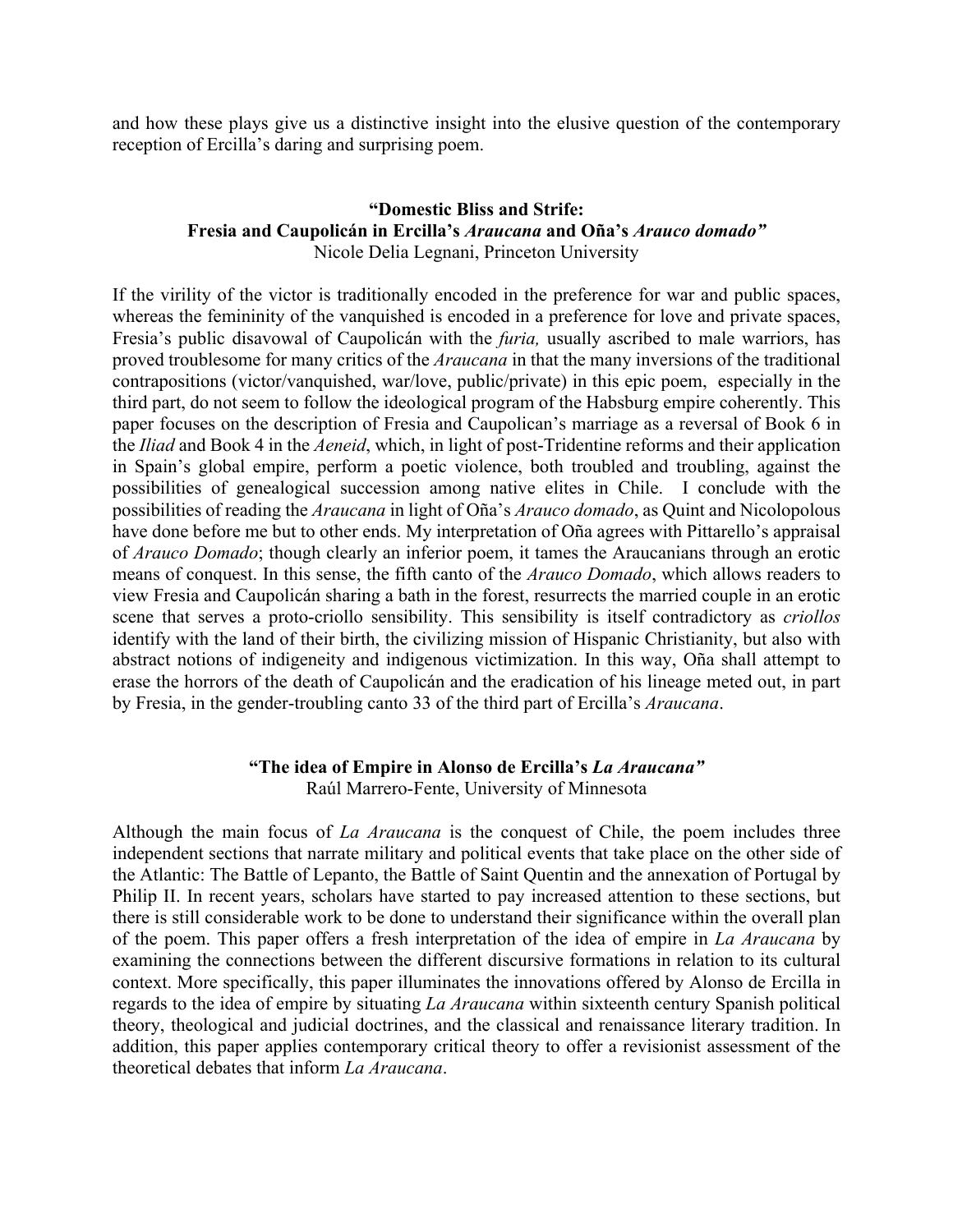and how these plays give us a distinctive insight into the elusive question of the contemporary reception of Ercilla's daring and surprising poem.

### "Domestic Bliss and Strife: Fresia and Caupolicán in Ercilla's *Araucana* and Oña's *Arauco domado*"

Nicole Delia Legnani, Princeton University

If the virility of the victor is traditionally encoded in the preference for war and public spaces, whereas the femininity of the vanquished is encoded in a preference for love and private spaces, Fresia's public disavowal of Caupolicán with the *furia,* usually ascribed to male warriors, has proved troublesome for many critics of the *Araucana* in that the many inversions of the traditional contrapositions (victor/vanquished, war/love, public/private) in this epic poem, especially in the third part, do not seem to follow the ideological program of the Habsburg empire coherently. This paper focuses on the description of Fresia and Caupolican's marriage as a reversal of Book 6 in the *Iliad* and Book 4 in the *Aeneid*, which, in light of post-Tridentine reforms and their application in Spain's global empire, perform a poetic violence, both troubled and troubling, against the possibilities of genealogical succession among native elites in Chile. I conclude with the possibilities of reading the *Araucana* in light of Oña's *Arauco domado*, as Quint and Nicolopolous have done before me but to other ends. My interpretation of Oña agrees with Pittarello's appraisal of *Arauco Domado*; though clearly an inferior poem, it tames the Araucanians through an erotic means of conquest. In this sense, the fifth canto of the *Arauco Domado*, which allows readers to view Fresia and Caupolicán sharing a bath in the forest, resurrects the married couple in an erotic scene that serves a proto-criollo sensibility. This sensibility is itself contradictory as *criollos* identify with the land of their birth, the civilizing mission of Hispanic Christianity, but also with abstract notions of indigeneity and indigenous victimization. In this way, Oña shall attempt to erase the horrors of the death of Caupolicán and the eradication of his lineage meted out, in part by Fresia, in the gender-troubling canto 33 of the third part of Ercilla's *Araucana*.

### "The idea of Empire in Alonso de Ercilla's *La Araucana*"

Raúl Marrero-Fente, University of Minnesota

Although the main focus of *La Araucana* is the conquest of Chile, the poem includes three independent sections that narrate military and political events that take place on the other side of the Atlantic: The Battle of Lepanto, the Battle of Saint Quentin and the annexation of Portugal by Philip II. In recent years, scholars have started to pay increased attention to these sections, but there is still considerable work to be done to understand their significance within the overall plan of the poem. This paper offers a fresh interpretation of the idea of empire in *La Araucana* by examining the connections between the different discursive formations in relation to its cultural context. More specifically, this paper illuminates the innovations offered by Alonso de Ercilla in regards to the idea of empire by situating *La Araucana* within sixteenth century Spanish political theory, theological and judicial doctrines, and the classical and renaissance literary tradition. In addition, this paper applies contemporary critical theory to offer a revisionist assessment of the theoretical debates that inform *La Araucana*.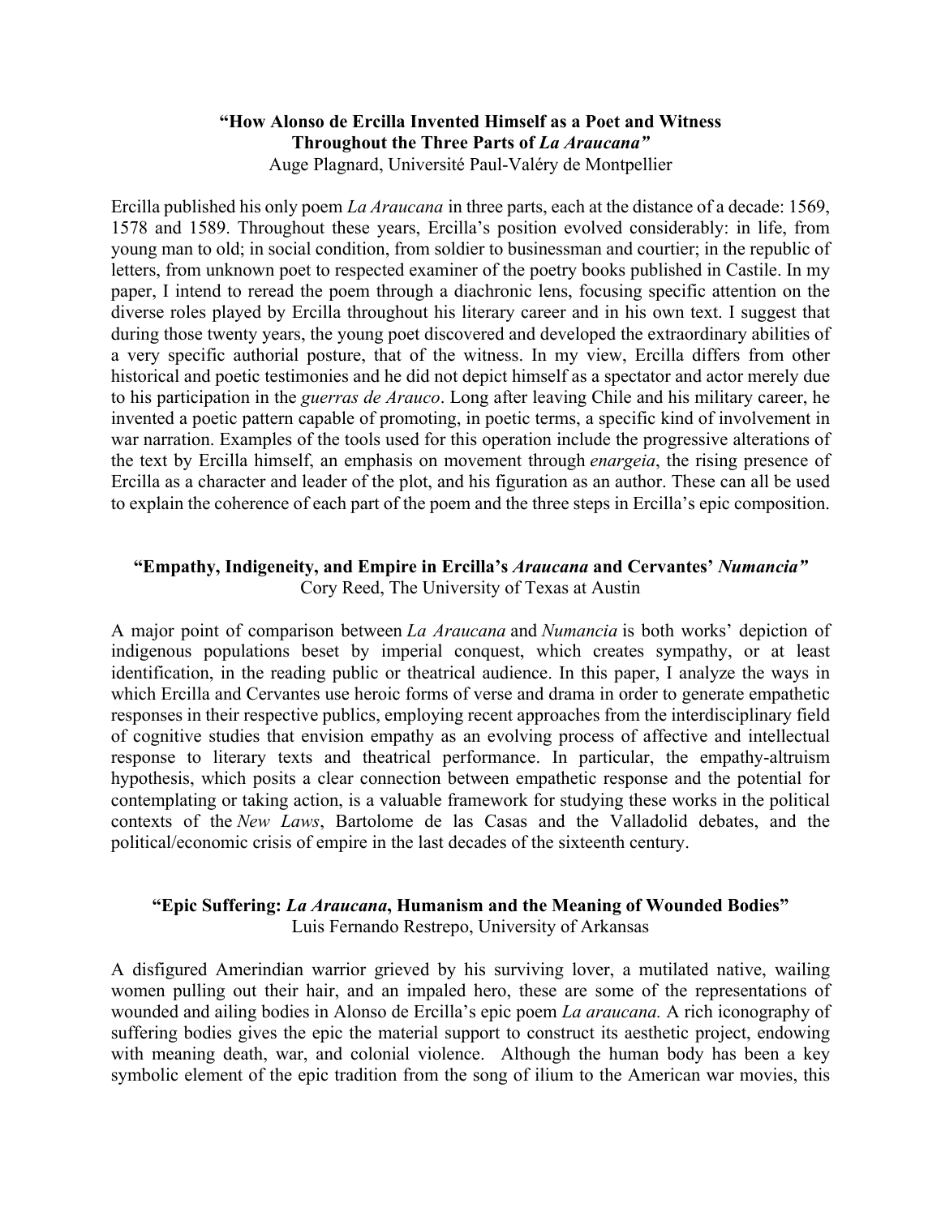### “How Alonso de Ercilla Invented Himself as a Poet and Witness Throughout the Three Parts of *La Araucana”*

Auge Plagnard, Université Paul-Valéry de Montpellier

Ercilla published his only poem *La Araucana* in three parts, each at the distance of a decade: 1569, 1578 and 1589. Throughout these years, Ercilla’s position evolved considerably: in life, from young man to old; in social condition, from soldier to businessman and courtier; in the republic of letters, from unknown poet to respected examiner of the poetry books published in Castile. In my paper, I intend to reread the poem through a diachronic lens, focusing specific attention on the diverse roles played by Ercilla throughout his literary career and in his own text. I suggest that during those twenty years, the young poet discovered and developed the extraordinary abilities of a very specific authorial posture, that of the witness. In my view, Ercilla differs from other historical and poetic testimonies and he did not depict himself as a spectator and actor merely due to his participation in the *guerras de Arauco*. Long after leaving Chile and his military career, he invented a poetic pattern capable of promoting, in poetic terms, a specific kind of involvement in war narration. Examples of the tools used for this operation include the progressive alterations of the text by Ercilla himself, an emphasis on movement through *enargeia*, the rising presence of Ercilla as a character and leader of the plot, and his figuration as an author. These can all be used to explain the coherence of each part of the poem and the three steps in Ercilla’s epic composition.

### “Empathy, Indigeneity, and Empire in Ercilla’s *Araucana* and Cervantes’ *Numancia”*

Cory Reed, The University of Texas at Austin

A major point of comparison between *La Araucana* and *Numancia* is both works’ depiction of indigenous populations beset by imperial conquest, which creates sympathy, or at least identification, in the reading public or theatrical audience. In this paper, I analyze the ways in which Ercilla and Cervantes use heroic forms of verse and drama in order to generate empathetic responses in their respective publics, employing recent approaches from the interdisciplinary field of cognitive studies that envision empathy as an evolving process of affective and intellectual response to literary texts and theatrical performance. In particular, the empathy-altruism hypothesis, which posits a clear connection between empathetic response and the potential for contemplating or taking action, is a valuable framework for studying these works in the political contexts of the *New Laws*, Bartolome de las Casas and the Valladolid debates, and the political/economic crisis of empire in the last decades of the sixteenth century.

### “Epic Suffering: *La Araucana*, Humanism and the Meaning of Wounded Bodies”

Luis Fernando Restrepo, University of Arkansas

A disfigured Amerindian warrior grieved by his surviving lover, a mutilated native, wailing women pulling out their hair, and an impaled hero, these are some of the representations of wounded and ailing bodies in Alonso de Ercilla’s epic poem *La araucana.* A rich iconography of suffering bodies gives the epic the material support to construct its aesthetic project, endowing with meaning death, war, and colonial violence. Although the human body has been a key symbolic element of the epic tradition from the song of ilium to the American war movies, this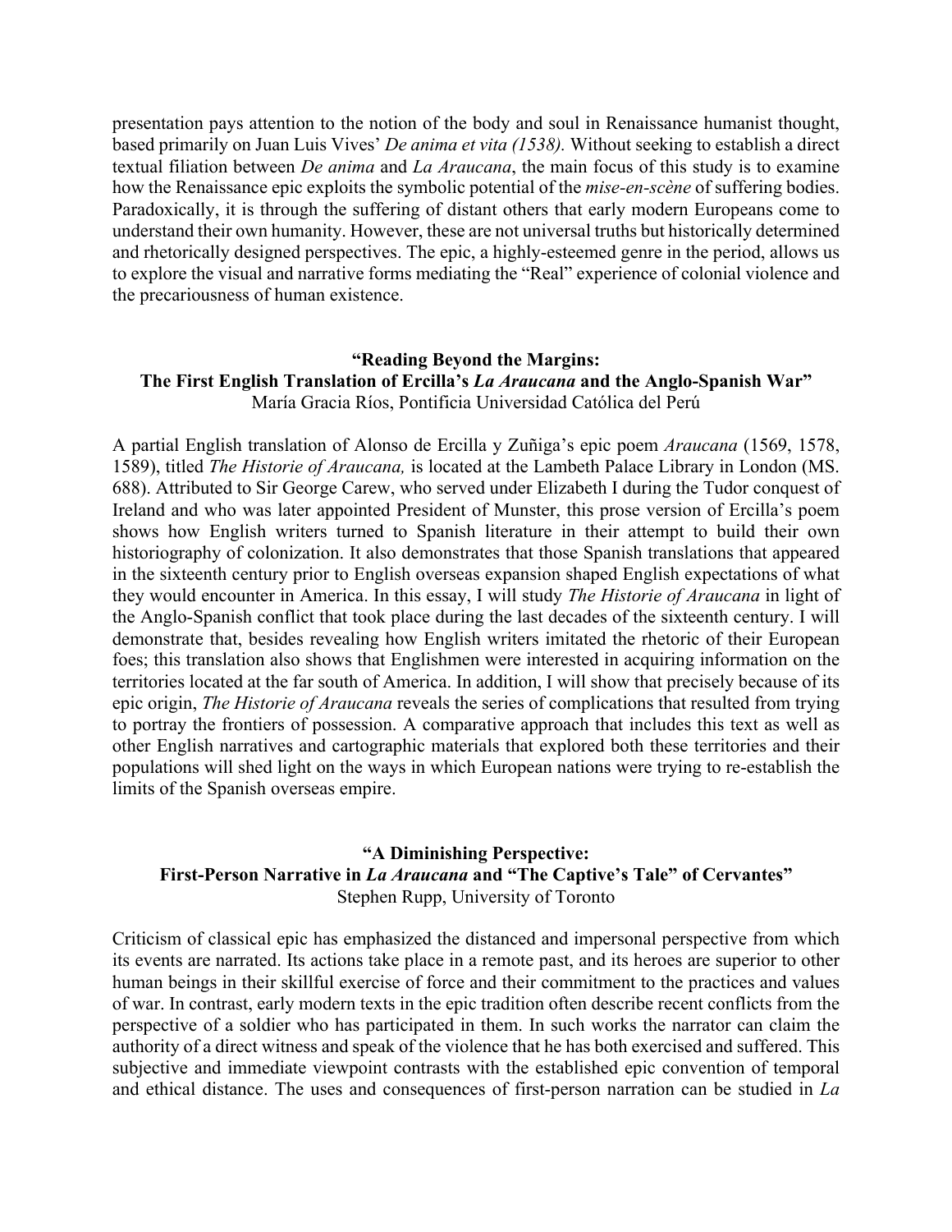presentation pays attention to the notion of the body and soul in Renaissance humanist thought, based primarily on Juan Luis Vives' *De anima et vita (1538).* Without seeking to establish a direct textual filiation between *De anima* and *La Araucana*, the main focus of this study is to examine how the Renaissance epic exploits the symbolic potential of the *mise-en-scène* of suffering bodies. Paradoxically, it is through the suffering of distant others that early modern Europeans come to understand their own humanity. However, these are not universal truths but historically determined and rhetorically designed perspectives. The epic, a highly-esteemed genre in the period, allows us to explore the visual and narrative forms mediating the "Real" experience of colonial violence and the precariousness of human existence.

### "Reading Beyond the Margins: The First English Translation of Ercilla's *La Araucana* and the Anglo-Spanish War"

María Gracia Ríos, Pontificia Universidad Católica del Perú

A partial English translation of Alonso de Ercilla y Zuñiga's epic poem *Araucana* (1569, 1578, 1589), titled *The Historie of Araucana,* is located at the Lambeth Palace Library in London (MS. 688). Attributed to Sir George Carew, who served under Elizabeth I during the Tudor conquest of Ireland and who was later appointed President of Munster, this prose version of Ercilla's poem shows how English writers turned to Spanish literature in their attempt to build their own historiography of colonization. It also demonstrates that those Spanish translations that appeared in the sixteenth century prior to English overseas expansion shaped English expectations of what they would encounter in America. In this essay, I will study *The Historie of Araucana* in light of the Anglo-Spanish conflict that took place during the last decades of the sixteenth century. I will demonstrate that, besides revealing how English writers imitated the rhetoric of their European foes; this translation also shows that Englishmen were interested in acquiring information on the territories located at the far south of America. In addition, I will show that precisely because of its epic origin, *The Historie of Araucana* reveals the series of complications that resulted from trying to portray the frontiers of possession. A comparative approach that includes this text as well as other English narratives and cartographic materials that explored both these territories and their populations will shed light on the ways in which European nations were trying to re-establish the limits of the Spanish overseas empire.

### "A Diminishing Perspective: First-Person Narrative in *La Araucana* and "The Captive's Tale" of Cervantes"

Stephen Rupp, University of Toronto

Criticism of classical epic has emphasized the distanced and impersonal perspective from which its events are narrated. Its actions take place in a remote past, and its heroes are superior to other human beings in their skillful exercise of force and their commitment to the practices and values of war. In contrast, early modern texts in the epic tradition often describe recent conflicts from the perspective of a soldier who has participated in them. In such works the narrator can claim the authority of a direct witness and speak of the violence that he has both exercised and suffered. This subjective and immediate viewpoint contrasts with the established epic convention of temporal and ethical distance. The uses and consequences of first-person narration can be studied in *La*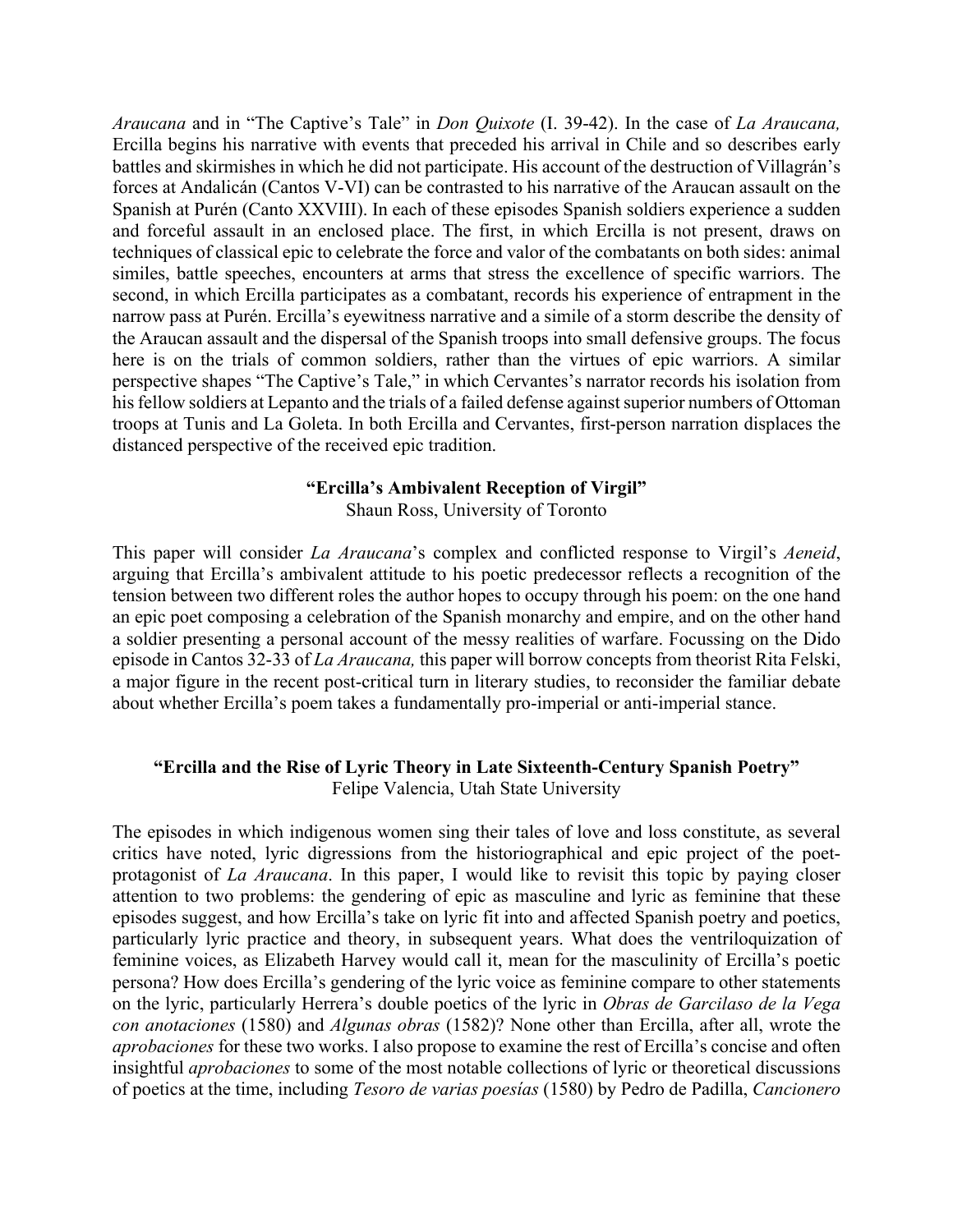*Araucana* and in "The Captive's Tale" in *Don Quixote* (I. 39-42). In the case of *La Araucana,* Ercilla begins his narrative with events that preceded his arrival in Chile and so describes early battles and skirmishes in which he did not participate. His account of the destruction of Villagrán's forces at Andalicán (Cantos V-VI) can be contrasted to his narrative of the Araucan assault on the Spanish at Purén (Canto XXVIII). In each of these episodes Spanish soldiers experience a sudden and forceful assault in an enclosed place. The first, in which Ercilla is not present, draws on techniques of classical epic to celebrate the force and valor of the combatants on both sides: animal similes, battle speeches, encounters at arms that stress the excellence of specific warriors. The second, in which Ercilla participates as a combatant, records his experience of entrapment in the narrow pass at Purén. Ercilla's eyewitness narrative and a simile of a storm describe the density of the Araucan assault and the dispersal of the Spanish troops into small defensive groups. The focus here is on the trials of common soldiers, rather than the virtues of epic warriors. A similar perspective shapes "The Captive's Tale," in which Cervantes's narrator records his isolation from his fellow soldiers at Lepanto and the trials of a failed defense against superior numbers of Ottoman troops at Tunis and La Goleta. In both Ercilla and Cervantes, first-person narration displaces the distanced perspective of the received epic tradition.

### "Ercilla's Ambivalent Reception of Virgil"

Shaun Ross, University of Toronto

This paper will consider *La Araucana*'s complex and conflicted response to Virgil's *Aeneid*, arguing that Ercilla's ambivalent attitude to his poetic predecessor reflects a recognition of the tension between two different roles the author hopes to occupy through his poem: on the one hand an epic poet composing a celebration of the Spanish monarchy and empire, and on the other hand a soldier presenting a personal account of the messy realities of warfare. Focussing on the Dido episode in Cantos 32-33 of *La Araucana,* this paper will borrow concepts from theorist Rita Felski, a major figure in the recent post-critical turn in literary studies, to reconsider the familiar debate about whether Ercilla's poem takes a fundamentally pro-imperial or anti-imperial stance.

### "Ercilla and the Rise of Lyric Theory in Late Sixteenth-Century Spanish Poetry"

Felipe Valencia, Utah State University

The episodes in which indigenous women sing their tales of love and loss constitute, as several critics have noted, lyric digressions from the historiographical and epic project of the poet-protagonist of *La Araucana*. In this paper, I would like to revisit this topic by paying closer attention to two problems: the gendering of epic as masculine and lyric as feminine that these episodes suggest, and how Ercilla's take on lyric fit into and affected Spanish poetry and poetics, particularly lyric practice and theory, in subsequent years. What does the ventriloquization of feminine voices, as Elizabeth Harvey would call it, mean for the masculinity of Ercilla's poetic persona? How does Ercilla's gendering of the lyric voice as feminine compare to other statements on the lyric, particularly Herrera's double poetics of the lyric in *Obras de Garcilaso de la Vega con anotaciones* (1580) and *Algunas obras* (1582)? None other than Ercilla, after all, wrote the *aprobaciones* for these two works. I also propose to examine the rest of Ercilla's concise and often insightful *aprobaciones* to some of the most notable collections of lyric or theoretical discussions of poetics at the time, including *Tesoro de varias poesías* (1580) by Pedro de Padilla, *Cancionero*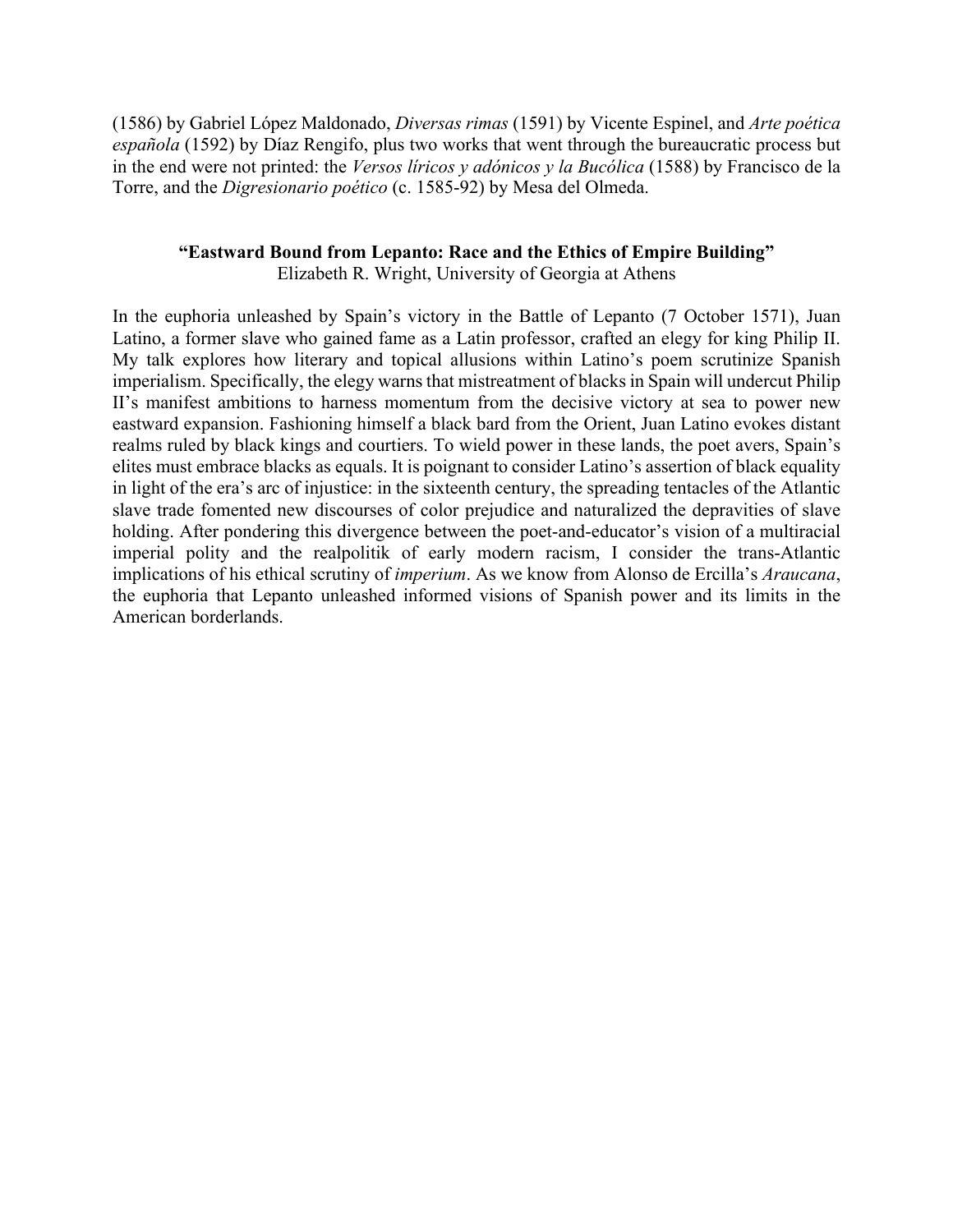(1586) by Gabriel López Maldonado, *Diversas rimas* (1591) by Vicente Espinel, and *Arte poética española* (1592) by Díaz Rengifo, plus two works that went through the bureaucratic process but in the end were not printed: the *Versos líricos y adónicos y la Bucólica* (1588) by Francisco de la Torre, and the *Digresionario poético* (c. 1585-92) by Mesa del Olmeda.

**"Eastward Bound from Lepanto: Race and the Ethics of Empire Building"**
Elizabeth R. Wright, University of Georgia at Athens

In the euphoria unleashed by Spain's victory in the Battle of Lepanto (7 October 1571), Juan Latino, a former slave who gained fame as a Latin professor, crafted an elegy for king Philip II. My talk explores how literary and topical allusions within Latino's poem scrutinize Spanish imperialism. Specifically, the elegy warns that mistreatment of blacks in Spain will undercut Philip II's manifest ambitions to harness momentum from the decisive victory at sea to power new eastward expansion. Fashioning himself a black bard from the Orient, Juan Latino evokes distant realms ruled by black kings and courtiers. To wield power in these lands, the poet avers, Spain's elites must embrace blacks as equals. It is poignant to consider Latino's assertion of black equality in light of the era's arc of injustice: in the sixteenth century, the spreading tentacles of the Atlantic slave trade fomented new discourses of color prejudice and naturalized the depravities of slave holding. After pondering this divergence between the poet-and-educator's vision of a multiracial imperial polity and the realpolitik of early modern racism, I consider the trans-Atlantic implications of his ethical scrutiny of *imperium*. As we know from Alonso de Ercilla's *Araucana*, the euphoria that Lepanto unleashed informed visions of Spanish power and its limits in the American borderlands.